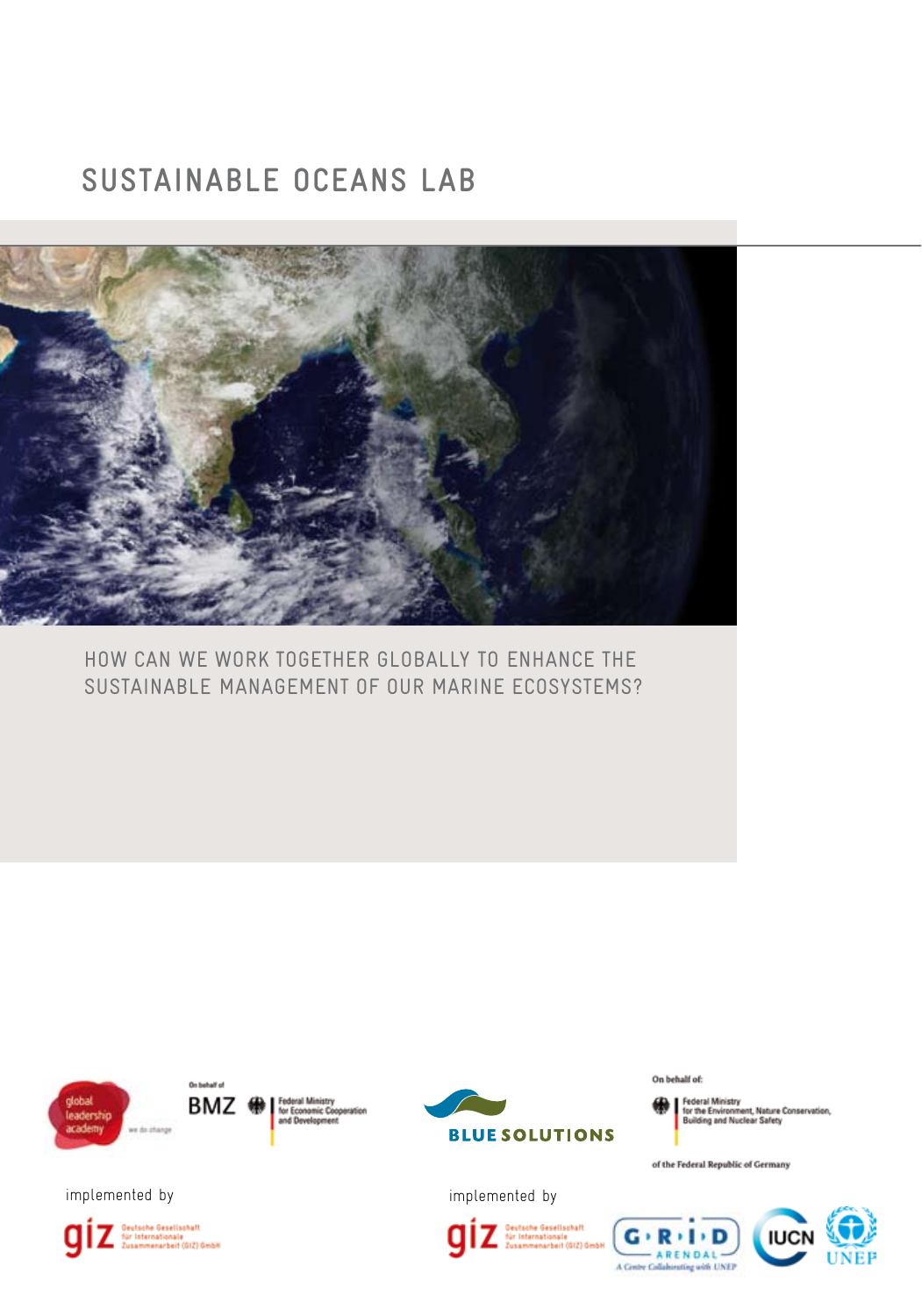# SUSTAINABLE OCEANS LAB

HOW CAN WE WORK TOGETHER GLOBALLY TO ENHANCE THE SUSTAINABLE MANAGEMENT OF OUR MARINE ECOSYSTEMS?

global leadership academy – we do change

On behalf of BMZ – Federal Ministry for Economic Cooperation and Development

implemented by

giz – Deutsche Gesellschaft für Internationale Zusammenarbeit (GIZ) GmbH

BLUE SOLUTIONS

On behalf of: Federal Ministry for the Environment, Nature Conservation, Building and Nuclear Safety of the Federal Republic of Germany

implemented by

giz – Deutsche Gesellschaft für Internationale Zusammenarbeit (GIZ) GmbH

GRID ARENDAL – A Centre Collaborating with UNEP

IUCN

UNEP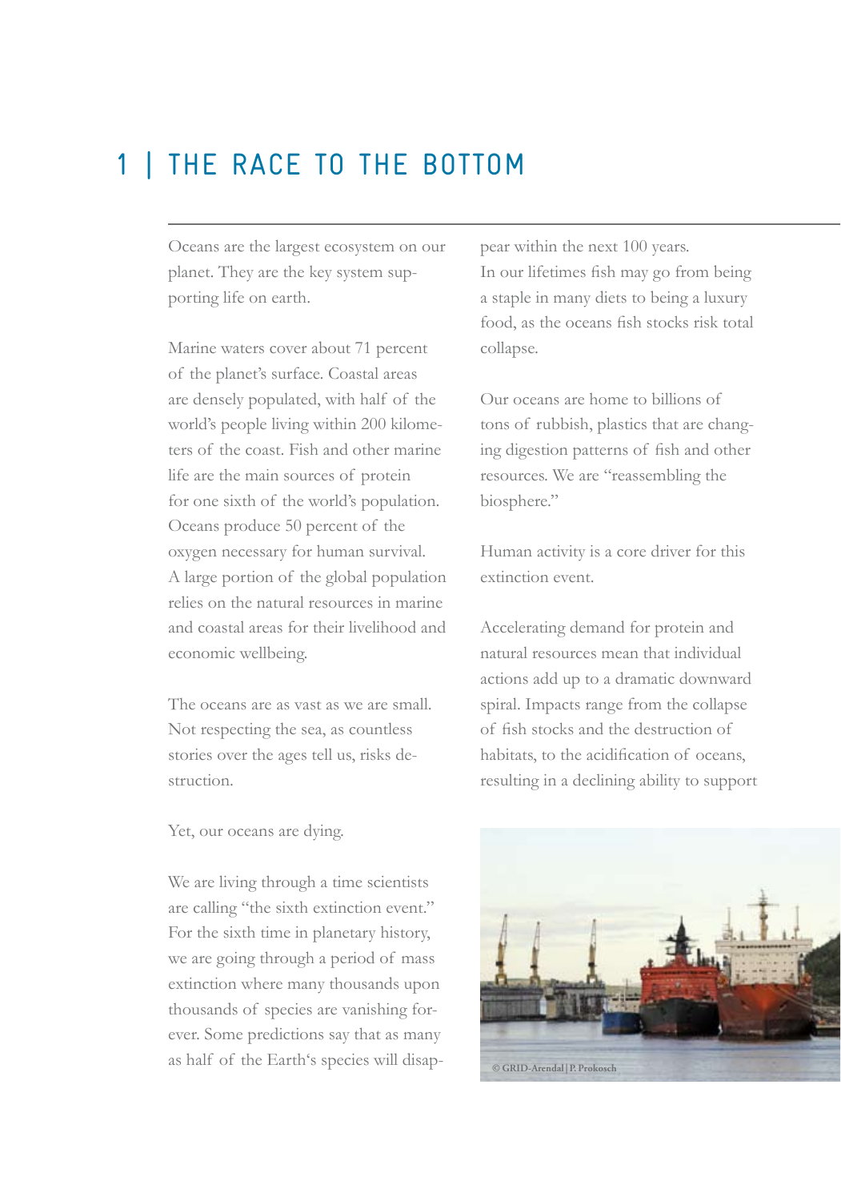# 1 | THE RACE TO THE BOTTOM

Oceans are the largest ecosystem on our planet. They are the key system supporting life on earth.

Marine waters cover about 71 percent of the planet's surface. Coastal areas are densely populated, with half of the world's people living within 200 kilometers of the coast. Fish and other marine life are the main sources of protein for one sixth of the world's population. Oceans produce 50 percent of the oxygen necessary for human survival. A large portion of the global population relies on the natural resources in marine and coastal areas for their livelihood and economic wellbeing.

The oceans are as vast as we are small. Not respecting the sea, as countless stories over the ages tell us, risks destruction.

Yet, our oceans are dying.

We are living through a time scientists are calling "the sixth extinction event." For the sixth time in planetary history, we are going through a period of mass extinction where many thousands upon thousands of species are vanishing forever. Some predictions say that as many as half of the Earth's species will disappear within the next 100 years.
In our lifetimes fish may go from being a staple in many diets to being a luxury food, as the oceans fish stocks risk total collapse.

Our oceans are home to billions of tons of rubbish, plastics that are changing digestion patterns of fish and other resources. We are "reassembling the biosphere."

Human activity is a core driver for this extinction event.

Accelerating demand for protein and natural resources mean that individual actions add up to a dramatic downward spiral. Impacts range from the collapse of fish stocks and the destruction of habitats, to the acidification of oceans, resulting in a declining ability to support

© GRID-Arendal | P. Prokosch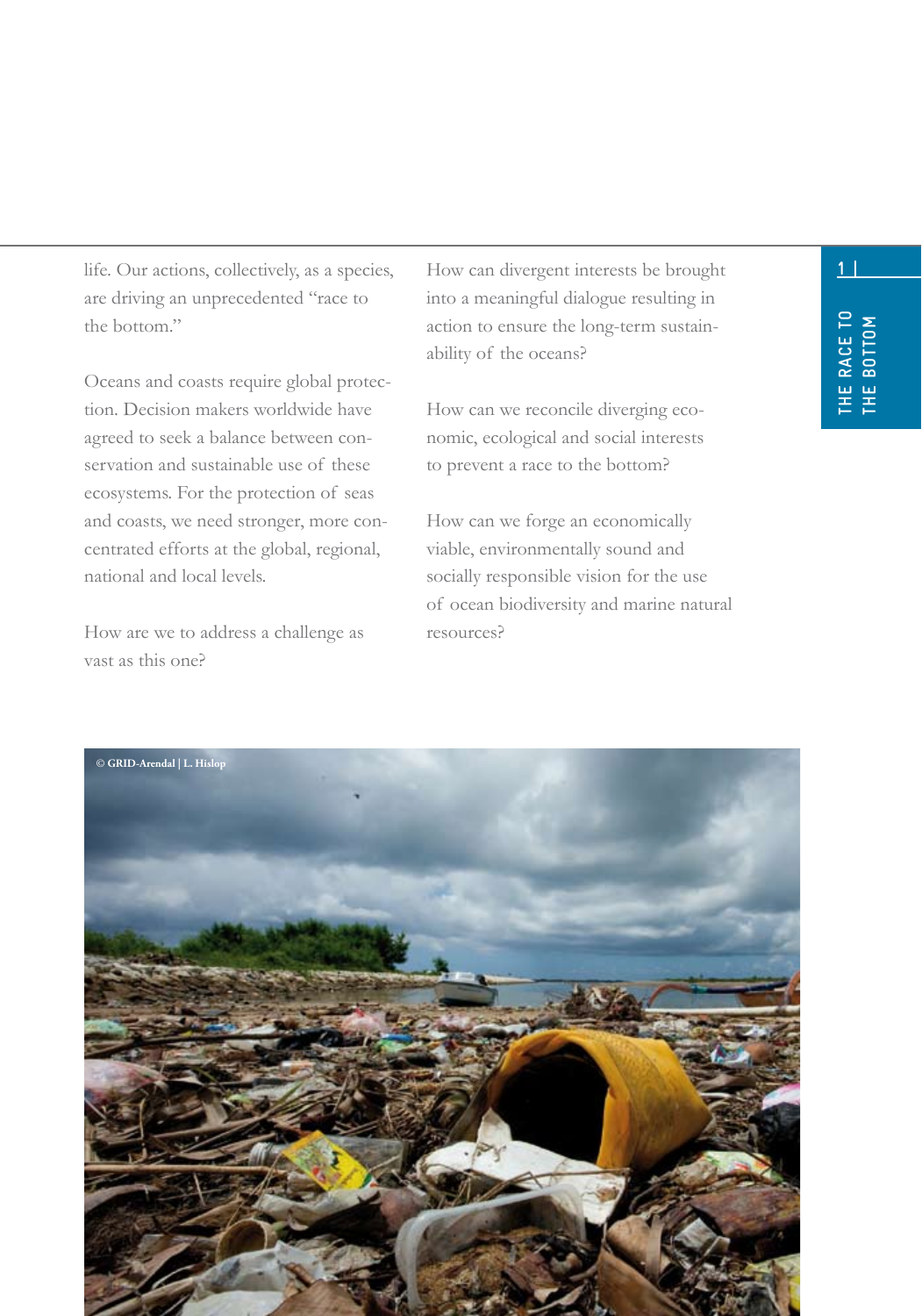life. Our actions, collectively, as a species, are driving an unprecedented "race to the bottom."

Oceans and coasts require global protection. Decision makers worldwide have agreed to seek a balance between conservation and sustainable use of these ecosystems. For the protection of seas and coasts, we need stronger, more concentrated efforts at the global, regional, national and local levels.

How are we to address a challenge as vast as this one?

How can divergent interests be brought into a meaningful dialogue resulting in action to ensure the long-term sustainability of the oceans?

How can we reconcile diverging economic, ecological and social interests to prevent a race to the bottom?

How can we forge an economically viable, environmentally sound and socially responsible vision for the use of ocean biodiversity and marine natural resources?

© GRID-Arendal | L. Hislop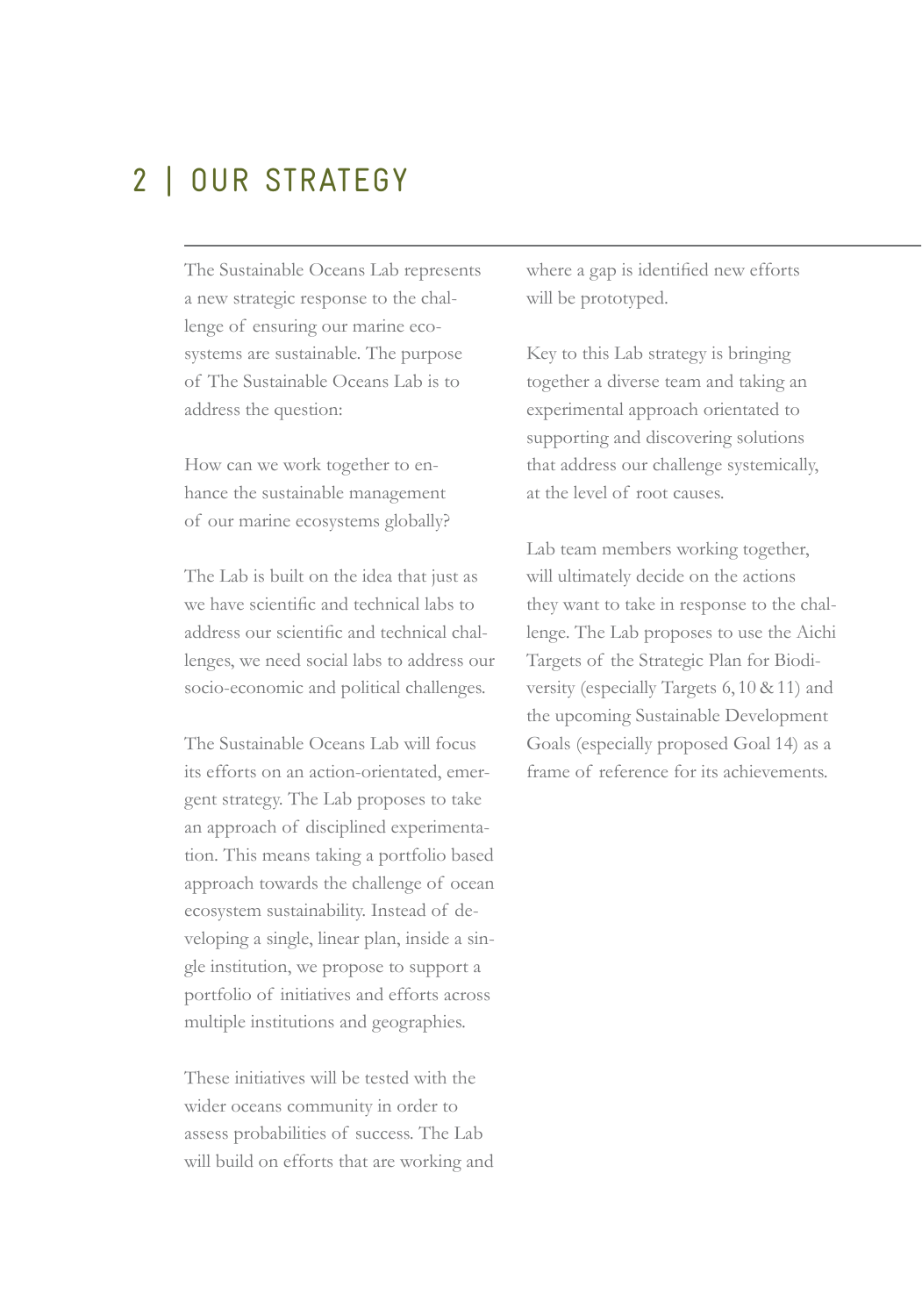# 2 | OUR STRATEGY

The Sustainable Oceans Lab represents a new strategic response to the challenge of ensuring our marine ecosystems are sustainable. The purpose of The Sustainable Oceans Lab is to address the question:

How can we work together to enhance the sustainable management of our marine ecosystems globally?

The Lab is built on the idea that just as we have scientific and technical labs to address our scientific and technical challenges, we need social labs to address our socio-economic and political challenges.

The Sustainable Oceans Lab will focus its efforts on an action-orientated, emergent strategy. The Lab proposes to take an approach of disciplined experimentation. This means taking a portfolio based approach towards the challenge of ocean ecosystem sustainability. Instead of developing a single, linear plan, inside a single institution, we propose to support a portfolio of initiatives and efforts across multiple institutions and geographies.

These initiatives will be tested with the wider oceans community in order to assess probabilities of success. The Lab will build on efforts that are working and where a gap is identified new efforts will be prototyped.

Key to this Lab strategy is bringing together a diverse team and taking an experimental approach orientated to supporting and discovering solutions that address our challenge systemically, at the level of root causes.

Lab team members working together, will ultimately decide on the actions they want to take in response to the challenge. The Lab proposes to use the Aichi Targets of the Strategic Plan for Biodiversity (especially Targets 6, 10 & 11) and the upcoming Sustainable Development Goals (especially proposed Goal 14) as a frame of reference for its achievements.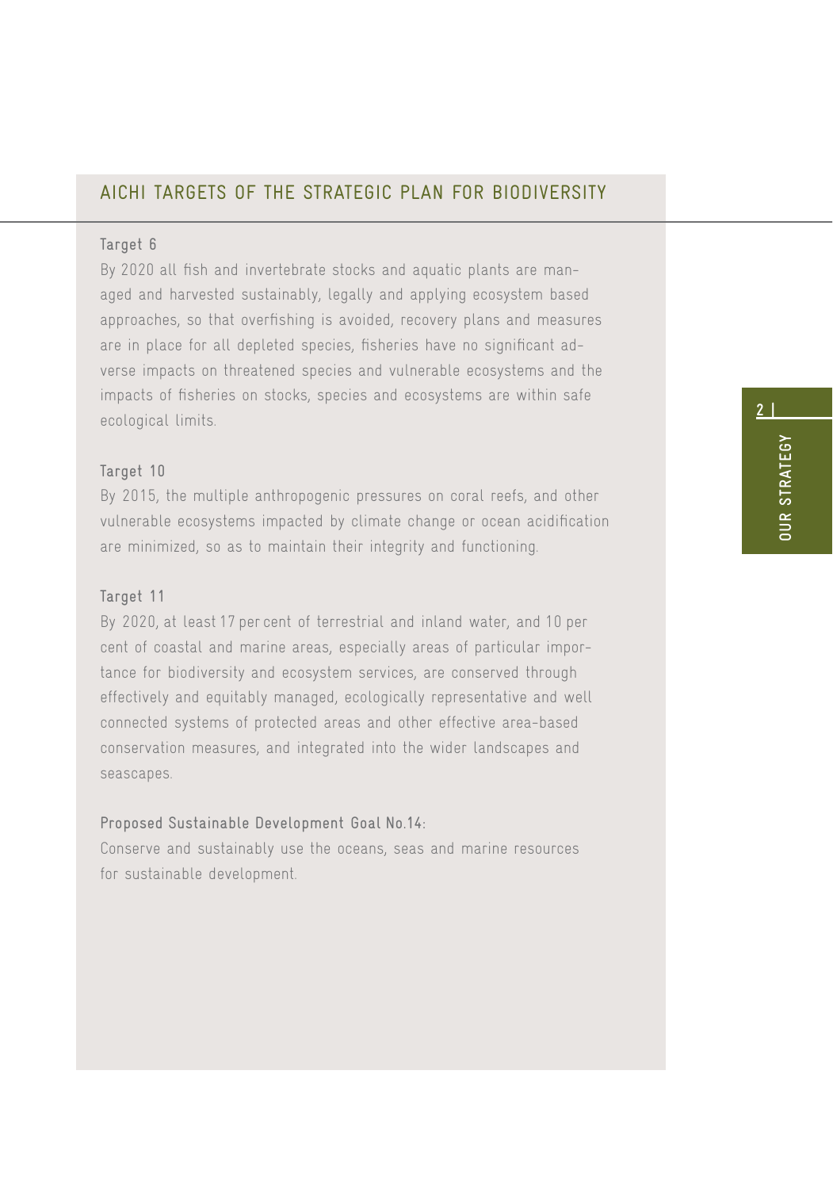## AICHI TARGETS OF THE STRATEGIC PLAN FOR BIODIVERSITY

**Target 6**

By 2020 all fish and invertebrate stocks and aquatic plants are managed and harvested sustainably, legally and applying ecosystem based approaches, so that overfishing is avoided, recovery plans and measures are in place for all depleted species, fisheries have no significant adverse impacts on threatened species and vulnerable ecosystems and the impacts of fisheries on stocks, species and ecosystems are within safe ecological limits.

**Target 10**

By 2015, the multiple anthropogenic pressures on coral reefs, and other vulnerable ecosystems impacted by climate change or ocean acidification are minimized, so as to maintain their integrity and functioning.

**Target 11**

By 2020, at least 17 per cent of terrestrial and inland water, and 10 per cent of coastal and marine areas, especially areas of particular importance for biodiversity and ecosystem services, are conserved through effectively and equitably managed, ecologically representative and well connected systems of protected areas and other effective area-based conservation measures, and integrated into the wider landscapes and seascapes.

**Proposed Sustainable Development Goal No.14:**

Conserve and sustainably use the oceans, seas and marine resources for sustainable development.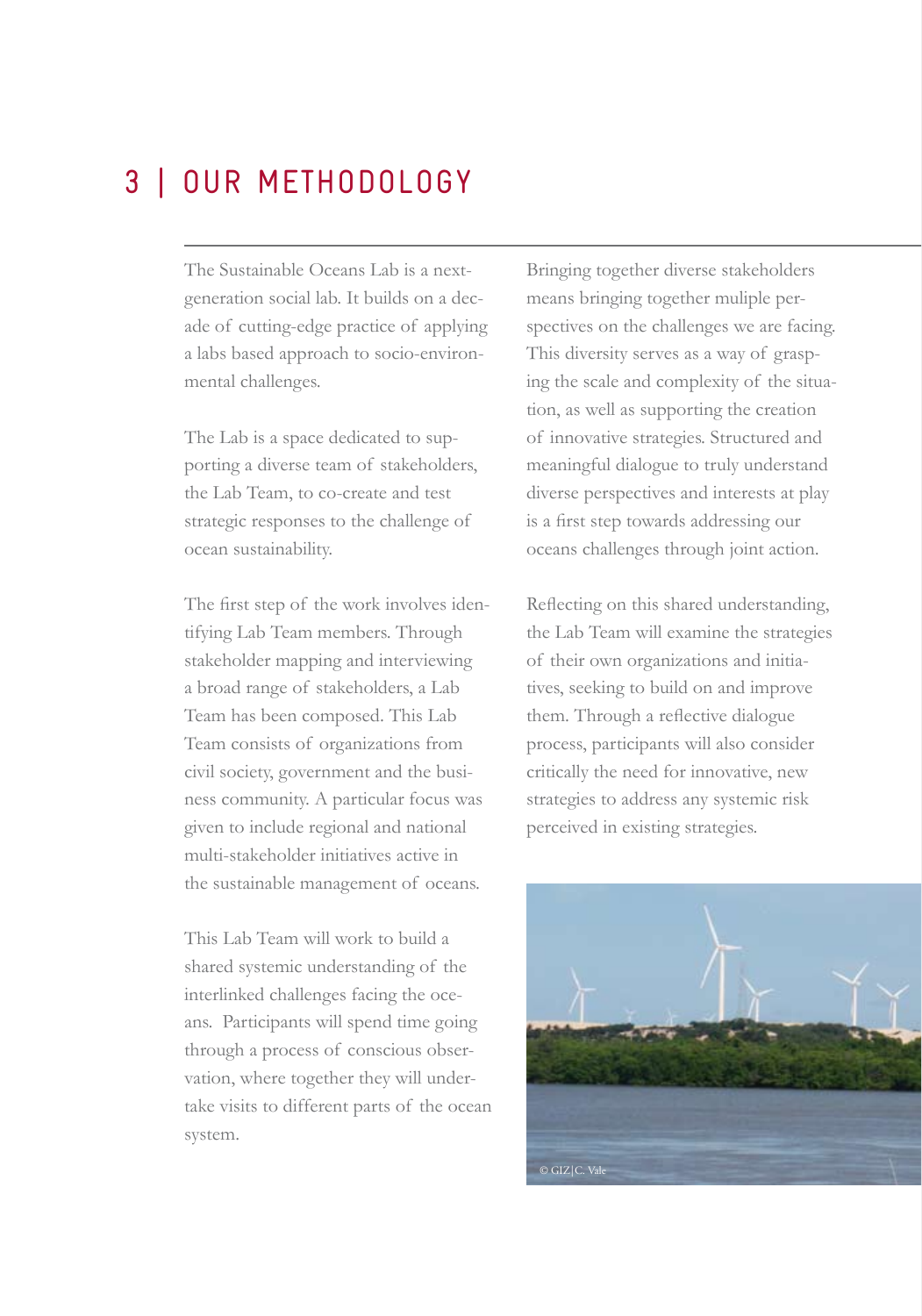# 3 | OUR METHODOLOGY

The Sustainable Oceans Lab is a next-generation social lab. It builds on a decade of cutting-edge practice of applying a labs based approach to socio-environmental challenges.

The Lab is a space dedicated to supporting a diverse team of stakeholders, the Lab Team, to co-create and test strategic responses to the challenge of ocean sustainability.

The first step of the work involves identifying Lab Team members. Through stakeholder mapping and interviewing a broad range of stakeholders, a Lab Team has been composed. This Lab Team consists of organizations from civil society, government and the business community. A particular focus was given to include regional and national multi-stakeholder initiatives active in the sustainable management of oceans.

This Lab Team will work to build a shared systemic understanding of the interlinked challenges facing the oceans. Participants will spend time going through a process of conscious observation, where together they will undertake visits to different parts of the ocean system.

Bringing together diverse stakeholders means bringing together muliple perspectives on the challenges we are facing. This diversity serves as a way of grasping the scale and complexity of the situation, as well as supporting the creation of innovative strategies. Structured and meaningful dialogue to truly understand diverse perspectives and interests at play is a first step towards addressing our oceans challenges through joint action.

Reflecting on this shared understanding, the Lab Team will examine the strategies of their own organizations and initiatives, seeking to build on and improve them. Through a reflective dialogue process, participants will also consider critically the need for innovative, new strategies to address any systemic risk perceived in existing strategies.

© GIZ|C. Vale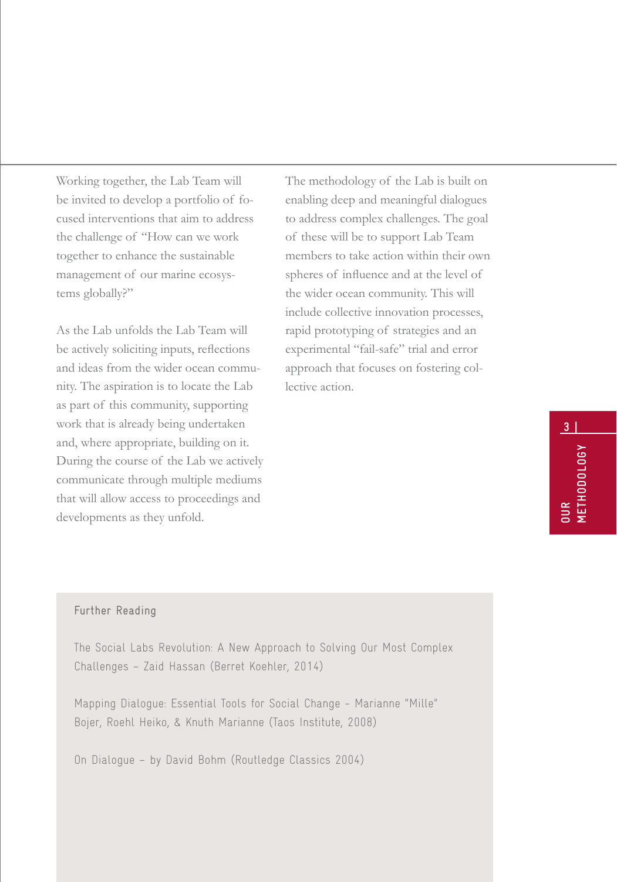Working together, the Lab Team will be invited to develop a portfolio of focused interventions that aim to address the challenge of "How can we work together to enhance the sustainable management of our marine ecosystems globally?"

As the Lab unfolds the Lab Team will be actively soliciting inputs, reflections and ideas from the wider ocean community. The aspiration is to locate the Lab as part of this community, supporting work that is already being undertaken and, where appropriate, building on it. During the course of the Lab we actively communicate through multiple mediums that will allow access to proceedings and developments as they unfold.

The methodology of the Lab is built on enabling deep and meaningful dialogues to address complex challenges. The goal of these will be to support Lab Team members to take action within their own spheres of influence and at the level of the wider ocean community. This will include collective innovation processes, rapid prototyping of strategies and an experimental "fail-safe" trial and error approach that focuses on fostering collective action.

### Further Reading

The Social Labs Revolution: A New Approach to Solving Our Most Complex Challenges – Zaid Hassan (Berret Koehler, 2014)

Mapping Dialogue: Essential Tools for Social Change - Marianne "Mille" Bojer, Roehl Heiko, & Knuth Marianne (Taos Institute, 2008)

On Dialogue – by David Bohm (Routledge Classics 2004)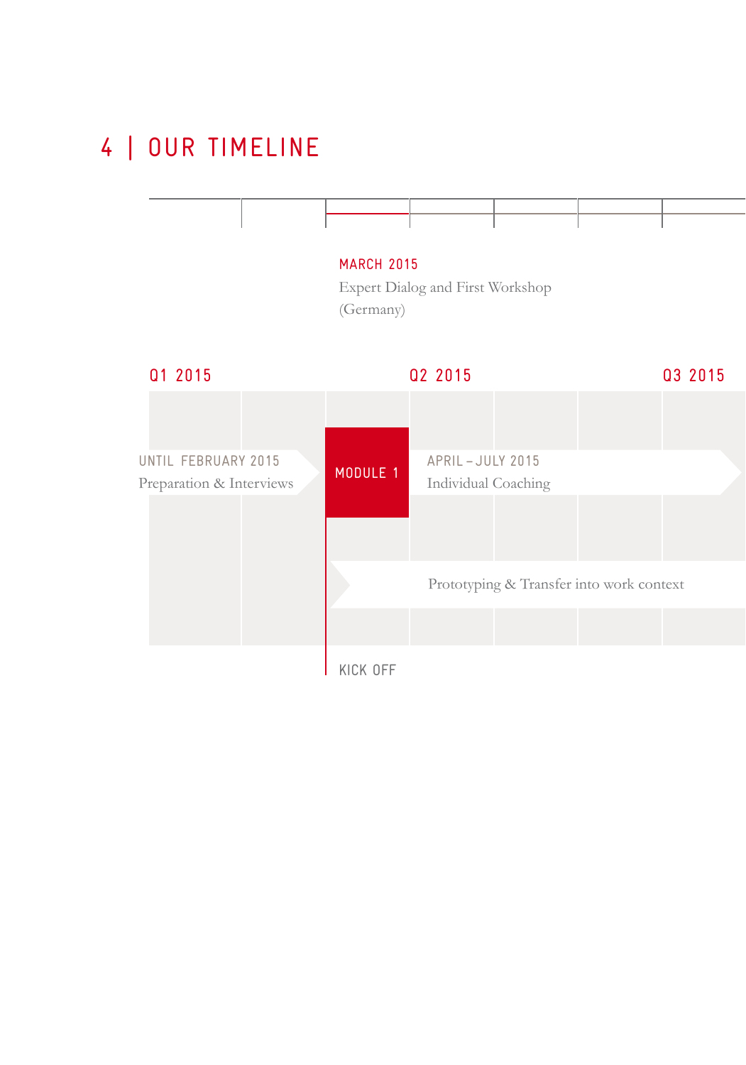# 4 | OUR TIMELINE

MARCH 2015
Expert Dialog and First Workshop (Germany)

Q1 2015

Q2 2015

Q3 2015

UNTIL FEBRUARY 2015
Preparation & Interviews

MODULE 1

APRIL – JULY 2015
Individual Coaching

Prototyping & Transfer into work context

KICK OFF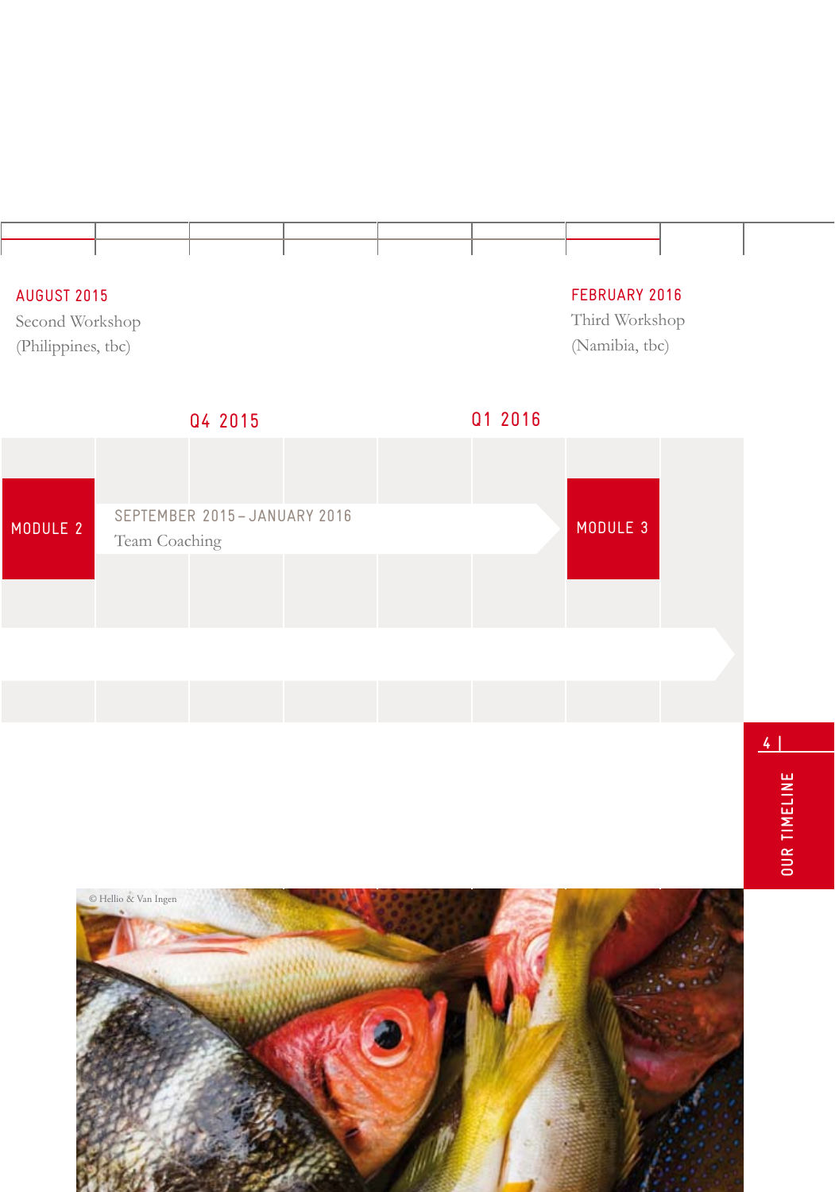**AUGUST 2015**
Second Workshop
(Philippines, tbc)

**FEBRUARY 2016**
Third Workshop
(Namibia, tbc)

**Q4 2015**

**Q1 2016**

**MODULE 2**

SEPTEMBER 2015 – JANUARY 2016
Team Coaching

**MODULE 3**

OUR TIMELINE

© Hellio & Van Ingen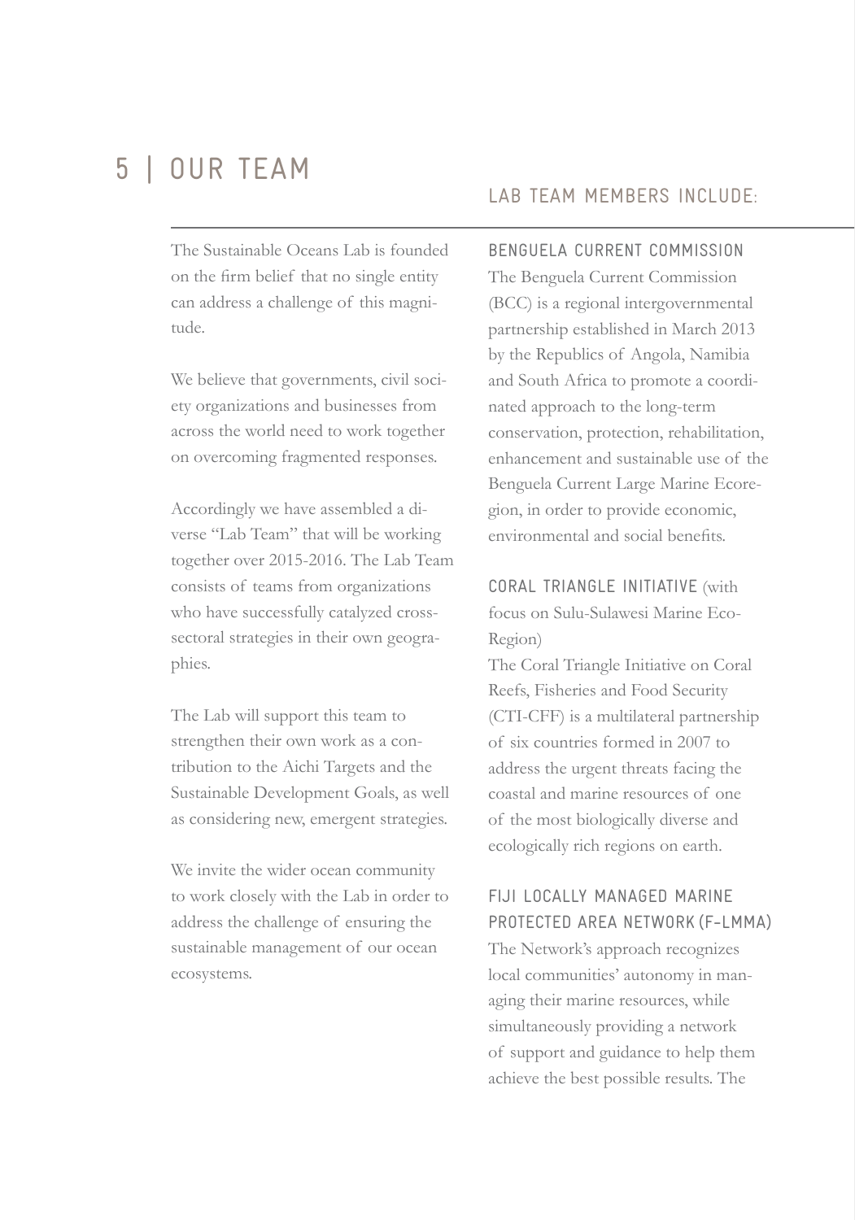# 5 | OUR TEAM

The Sustainable Oceans Lab is founded on the firm belief that no single entity can address a challenge of this magnitude.

We believe that governments, civil society organizations and businesses from across the world need to work together on overcoming fragmented responses.

Accordingly we have assembled a diverse "Lab Team" that will be working together over 2015-2016. The Lab Team consists of teams from organizations who have successfully catalyzed cross-sectoral strategies in their own geographies.

The Lab will support this team to strengthen their own work as a contribution to the Aichi Targets and the Sustainable Development Goals, as well as considering new, emergent strategies.

We invite the wider ocean community to work closely with the Lab in order to address the challenge of ensuring the sustainable management of our ocean ecosystems.

## LAB TEAM MEMBERS INCLUDE:

### BENGUELA CURRENT COMMISSION

The Benguela Current Commission (BCC) is a regional intergovernmental partnership established in March 2013 by the Republics of Angola, Namibia and South Africa to promote a coordinated approach to the long-term conservation, protection, rehabilitation, enhancement and sustainable use of the Benguela Current Large Marine Ecoregion, in order to provide economic, environmental and social benefits.

### CORAL TRIANGLE INITIATIVE (with focus on Sulu-Sulawesi Marine Eco-Region)

The Coral Triangle Initiative on Coral Reefs, Fisheries and Food Security (CTI-CFF) is a multilateral partnership of six countries formed in 2007 to address the urgent threats facing the coastal and marine resources of one of the most biologically diverse and ecologically rich regions on earth.

### FIJI LOCALLY MANAGED MARINE PROTECTED AREA NETWORK (F-LMMA)

The Network's approach recognizes local communities' autonomy in managing their marine resources, while simultaneously providing a network of support and guidance to help them achieve the best possible results. The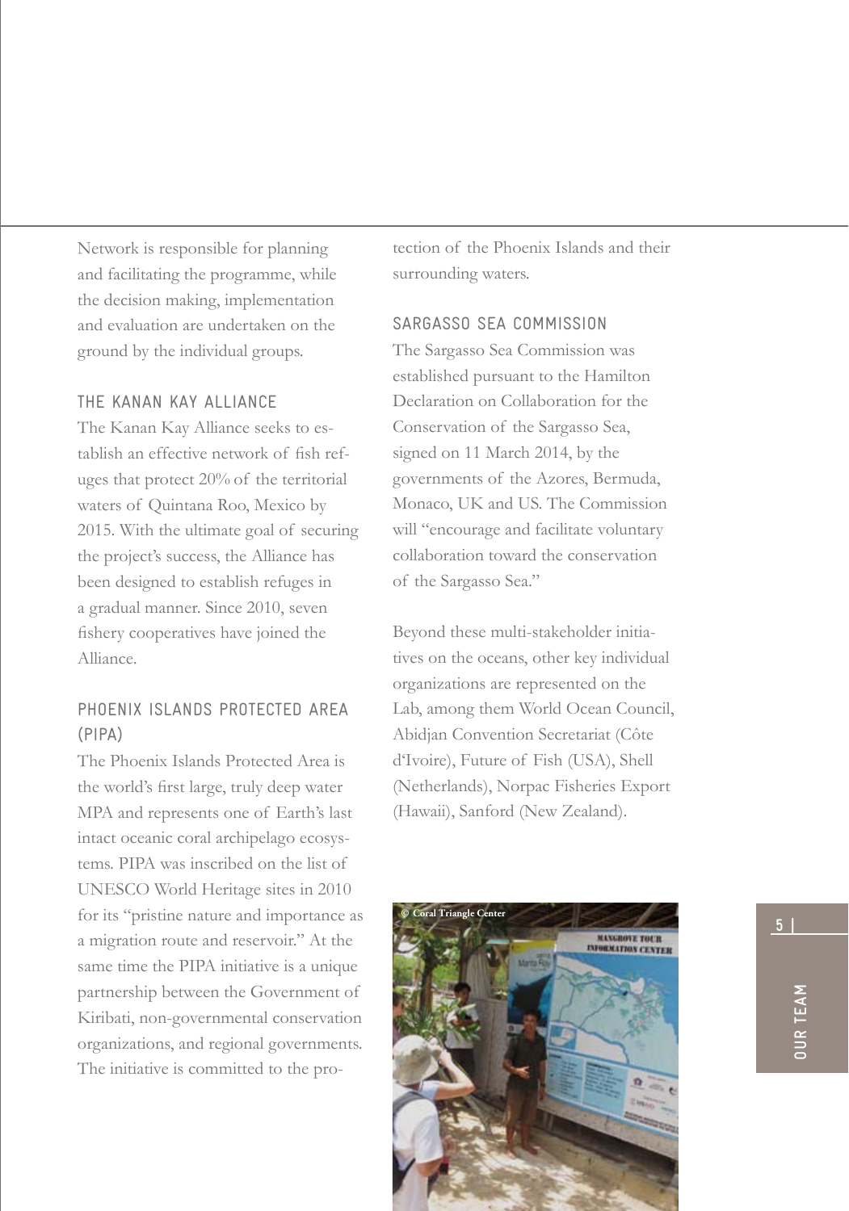Network is responsible for planning and facilitating the programme, while the decision making, implementation and evaluation are undertaken on the ground by the individual groups.

### THE KANAN KAY ALLIANCE

The Kanan Kay Alliance seeks to establish an effective network of fish refuges that protect 20% of the territorial waters of Quintana Roo, Mexico by 2015. With the ultimate goal of securing the project's success, the Alliance has been designed to establish refuges in a gradual manner. Since 2010, seven fishery cooperatives have joined the Alliance.

### PHOENIX ISLANDS PROTECTED AREA (PIPA)

The Phoenix Islands Protected Area is the world's first large, truly deep water MPA and represents one of Earth's last intact oceanic coral archipelago ecosystems. PIPA was inscribed on the list of UNESCO World Heritage sites in 2010 for its "pristine nature and importance as a migration route and reservoir." At the same time the PIPA initiative is a unique partnership between the Government of Kiribati, non-governmental conservation organizations, and regional governments. The initiative is committed to the protection of the Phoenix Islands and their surrounding waters.

### SARGASSO SEA COMMISSION

The Sargasso Sea Commission was established pursuant to the Hamilton Declaration on Collaboration for the Conservation of the Sargasso Sea, signed on 11 March 2014, by the governments of the Azores, Bermuda, Monaco, UK and US. The Commission will "encourage and facilitate voluntary collaboration toward the conservation of the Sargasso Sea."

Beyond these multi-stakeholder initiatives on the oceans, other key individual organizations are represented on the Lab, among them World Ocean Council, Abidjan Convention Secretariat (Côte d'Ivoire), Future of Fish (USA), Shell (Netherlands), Norpac Fisheries Export (Hawaii), Sanford (New Zealand).

© Coral Triangle Center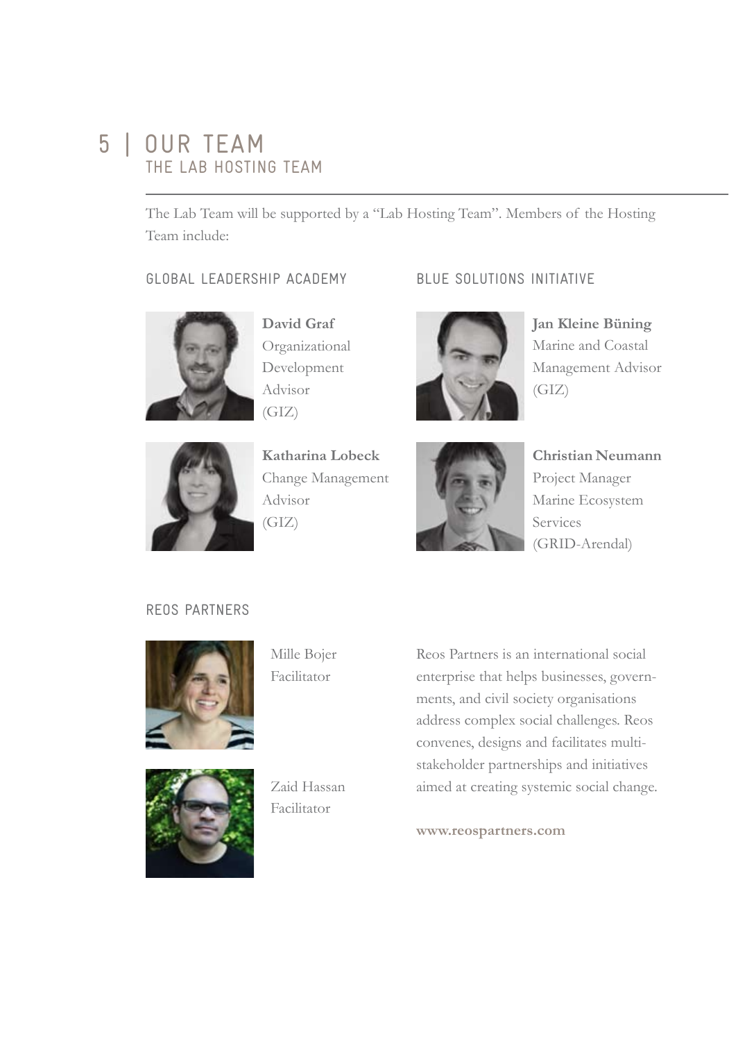# 5 | OUR TEAM

## THE LAB HOSTING TEAM

The Lab Team will be supported by a "Lab Hosting Team". Members of the Hosting Team include:

### GLOBAL LEADERSHIP ACADEMY

**David Graf**
Organizational Development Advisor (GIZ)

**Katharina Lobeck**
Change Management Advisor (GIZ)

### BLUE SOLUTIONS INITIATIVE

**Jan Kleine Büning**
Marine and Coastal Management Advisor (GIZ)

**Christian Neumann**
Project Manager Marine Ecosystem Services (GRID-Arendal)

### REOS PARTNERS

Mille Bojer
Facilitator

Zaid Hassan
Facilitator

Reos Partners is an international social enterprise that helps businesses, governments, and civil society organisations address complex social challenges. Reos convenes, designs and facilitates multi-stakeholder partnerships and initiatives aimed at creating systemic social change.

**www.reospartners.com**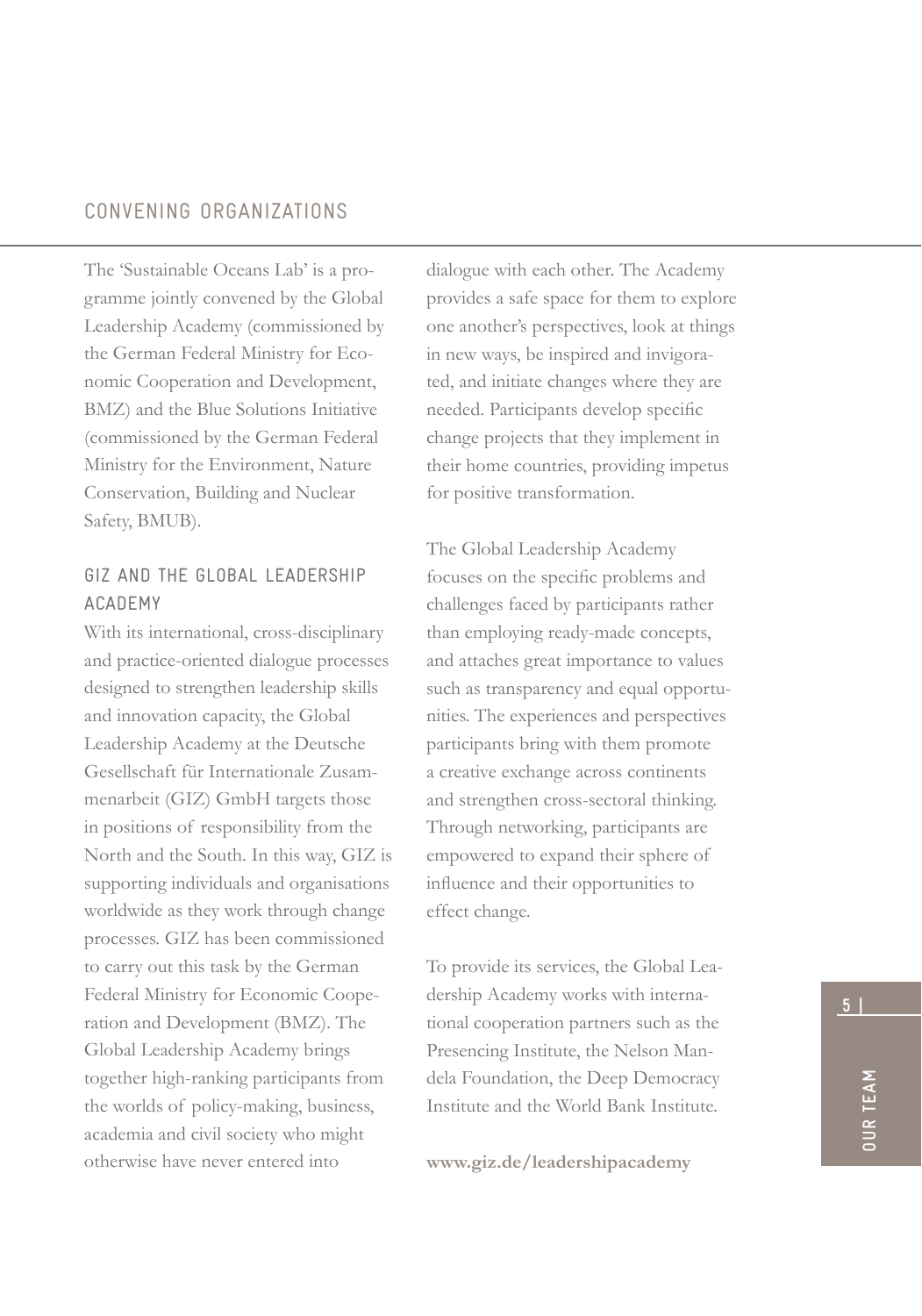## CONVENING ORGANIZATIONS

The 'Sustainable Oceans Lab' is a programme jointly convened by the Global Leadership Academy (commissioned by the German Federal Ministry for Economic Cooperation and Development, BMZ) and the Blue Solutions Initiative (commissioned by the German Federal Ministry for the Environment, Nature Conservation, Building and Nuclear Safety, BMUB).

### GIZ AND THE GLOBAL LEADERSHIP ACADEMY

With its international, cross-disciplinary and practice-oriented dialogue processes designed to strengthen leadership skills and innovation capacity, the Global Leadership Academy at the Deutsche Gesellschaft für Internationale Zusammenarbeit (GIZ) GmbH targets those in positions of responsibility from the North and the South. In this way, GIZ is supporting individuals and organisations worldwide as they work through change processes. GIZ has been commissioned to carry out this task by the German Federal Ministry for Economic Cooperation and Development (BMZ). The Global Leadership Academy brings together high-ranking participants from the worlds of policy-making, business, academia and civil society who might otherwise have never entered into dialogue with each other. The Academy provides a safe space for them to explore one another's perspectives, look at things in new ways, be inspired and invigorated, and initiate changes where they are needed. Participants develop specific change projects that they implement in their home countries, providing impetus for positive transformation.

The Global Leadership Academy focuses on the specific problems and challenges faced by participants rather than employing ready-made concepts, and attaches great importance to values such as transparency and equal opportunities. The experiences and perspectives participants bring with them promote a creative exchange across continents and strengthen cross-sectoral thinking. Through networking, participants are empowered to expand their sphere of influence and their opportunities to effect change.

To provide its services, the Global Leadership Academy works with international cooperation partners such as the Presencing Institute, the Nelson Mandela Foundation, the Deep Democracy Institute and the World Bank Institute.

**www.giz.de/leadershipacademy**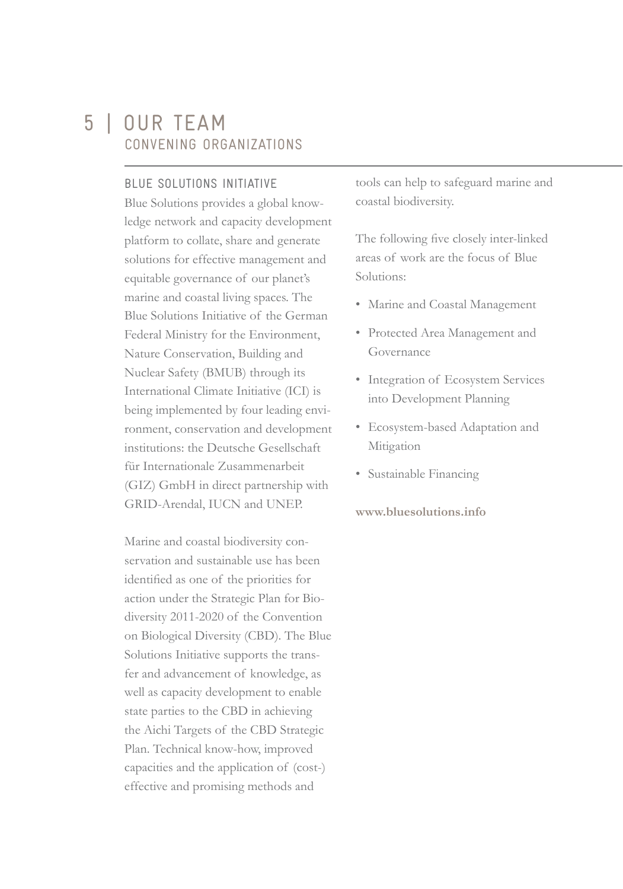# 5 | OUR TEAM

## CONVENING ORGANIZATIONS

### BLUE SOLUTIONS INITIATIVE

Blue Solutions provides a global knowledge network and capacity development platform to collate, share and generate solutions for effective management and equitable governance of our planet's marine and coastal living spaces. The Blue Solutions Initiative of the German Federal Ministry for the Environment, Nature Conservation, Building and Nuclear Safety (BMUB) through its International Climate Initiative (ICI) is being implemented by four leading environment, conservation and development institutions: the Deutsche Gesellschaft für Internationale Zusammenarbeit (GIZ) GmbH in direct partnership with GRID-Arendal, IUCN and UNEP.

Marine and coastal biodiversity conservation and sustainable use has been identified as one of the priorities for action under the Strategic Plan for Biodiversity 2011-2020 of the Convention on Biological Diversity (CBD). The Blue Solutions Initiative supports the transfer and advancement of knowledge, as well as capacity development to enable state parties to the CBD in achieving the Aichi Targets of the CBD Strategic Plan. Technical know-how, improved capacities and the application of (cost-) effective and promising methods and tools can help to safeguard marine and coastal biodiversity.

The following five closely inter-linked areas of work are the focus of Blue Solutions:

- Marine and Coastal Management
- Protected Area Management and Governance
- Integration of Ecosystem Services into Development Planning
- Ecosystem-based Adaptation and Mitigation
- Sustainable Financing

**www.bluesolutions.info**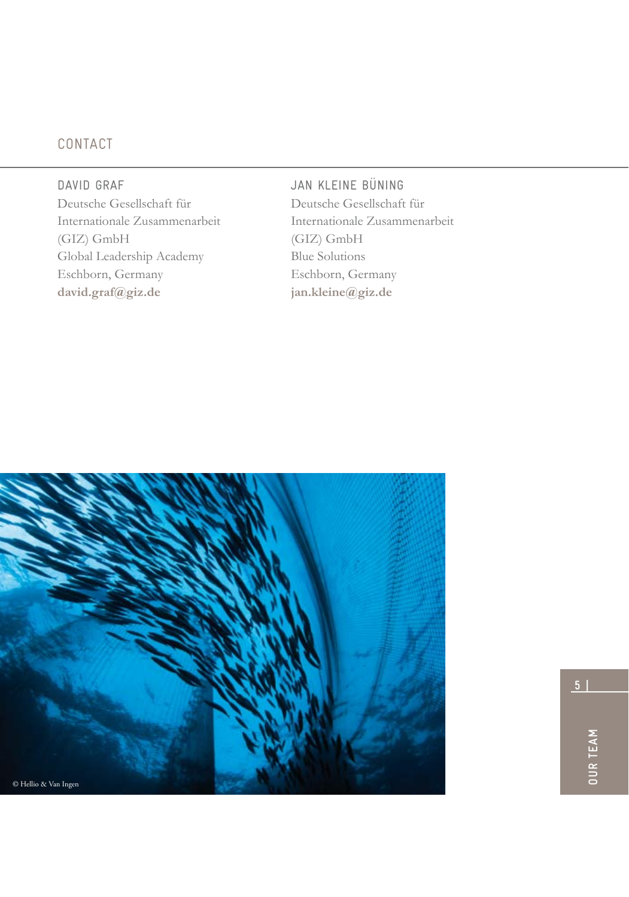## CONTACT

### DAVID GRAF

Deutsche Gesellschaft für Internationale Zusammenarbeit (GIZ) GmbH
Global Leadership Academy
Eschborn, Germany
**david.graf@giz.de**

### JAN KLEINE BÜNING

Deutsche Gesellschaft für Internationale Zusammenarbeit (GIZ) GmbH
Blue Solutions
Eschborn, Germany
**jan.kleine@giz.de**

© Hellio & Van Ingen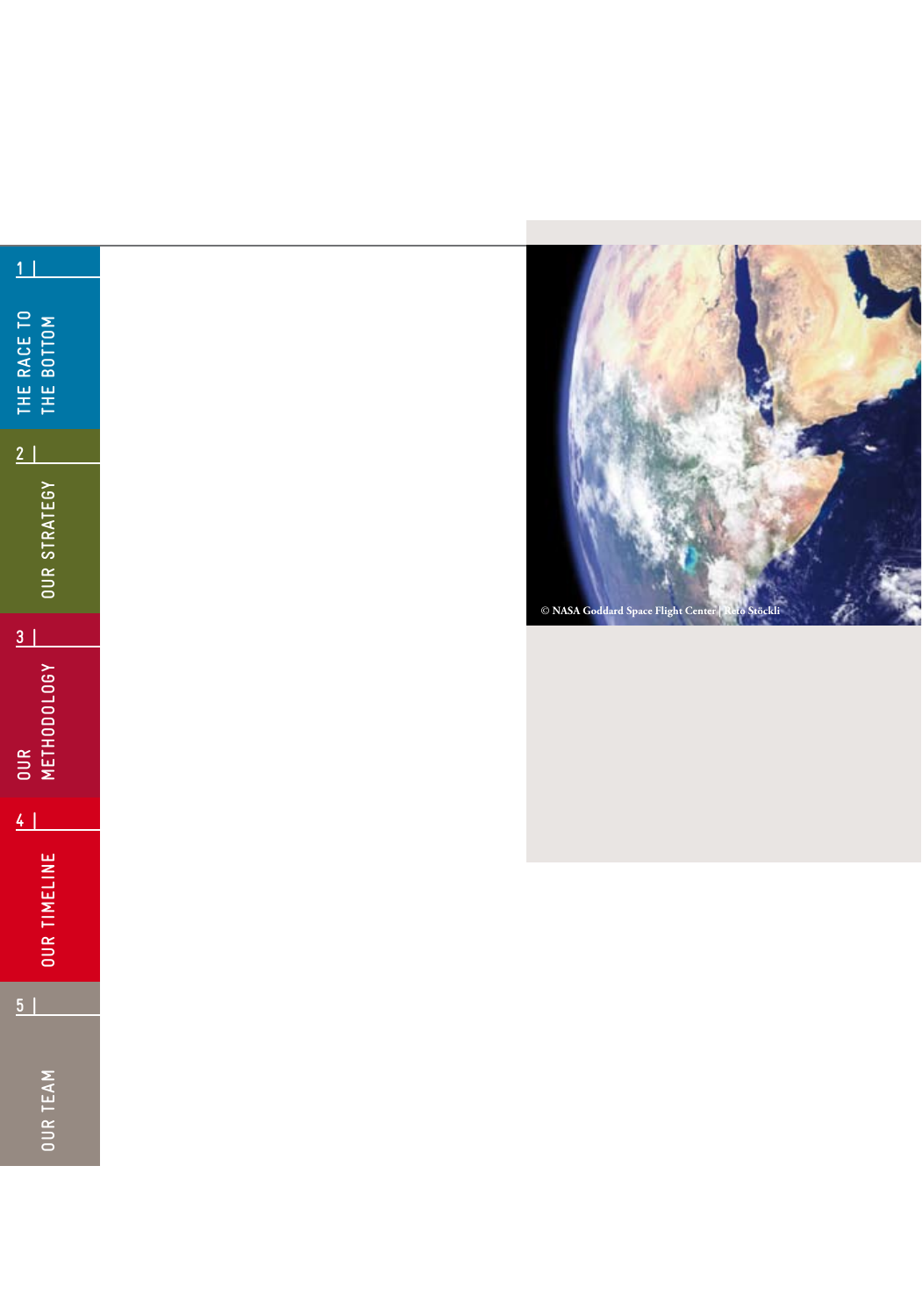© NASA Goddard Space Flight Center | Reto Stöckli